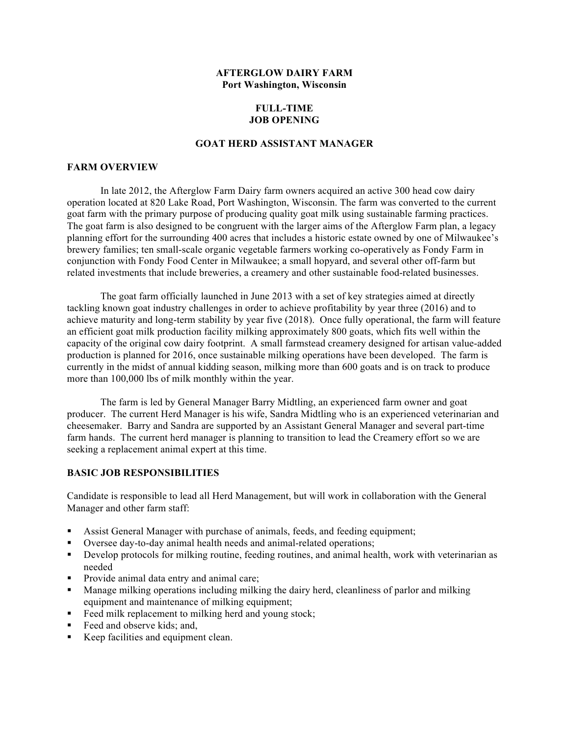**AFTERGLOW DAIRY FARM**
**Port Washington, Wisconsin**

**FULL-TIME**
**JOB OPENING**

**GOAT HERD ASSISTANT MANAGER**

## FARM OVERVIEW

In late 2012, the Afterglow Farm Dairy farm owners acquired an active 300 head cow dairy operation located at 820 Lake Road, Port Washington, Wisconsin. The farm was converted to the current goat farm with the primary purpose of producing quality goat milk using sustainable farming practices. The goat farm is also designed to be congruent with the larger aims of the Afterglow Farm plan, a legacy planning effort for the surrounding 400 acres that includes a historic estate owned by one of Milwaukee's brewery families; ten small-scale organic vegetable farmers working co-operatively as Fondy Farm in conjunction with Fondy Food Center in Milwaukee; a small hopyard, and several other off-farm but related investments that include breweries, a creamery and other sustainable food-related businesses.

The goat farm officially launched in June 2013 with a set of key strategies aimed at directly tackling known goat industry challenges in order to achieve profitability by year three (2016) and to achieve maturity and long-term stability by year five (2018). Once fully operational, the farm will feature an efficient goat milk production facility milking approximately 800 goats, which fits well within the capacity of the original cow dairy footprint. A small farmstead creamery designed for artisan value-added production is planned for 2016, once sustainable milking operations have been developed. The farm is currently in the midst of annual kidding season, milking more than 600 goats and is on track to produce more than 100,000 lbs of milk monthly within the year.

The farm is led by General Manager Barry Midtling, an experienced farm owner and goat producer. The current Herd Manager is his wife, Sandra Midtling who is an experienced veterinarian and cheesemaker. Barry and Sandra are supported by an Assistant General Manager and several part-time farm hands. The current herd manager is planning to transition to lead the Creamery effort so we are seeking a replacement animal expert at this time.

## BASIC JOB RESPONSIBILITIES

Candidate is responsible to lead all Herd Management, but will work in collaboration with the General Manager and other farm staff:

- Assist General Manager with purchase of animals, feeds, and feeding equipment;
- Oversee day-to-day animal health needs and animal-related operations;
- Develop protocols for milking routine, feeding routines, and animal health, work with veterinarian as needed
- Provide animal data entry and animal care;
- Manage milking operations including milking the dairy herd, cleanliness of parlor and milking equipment and maintenance of milking equipment;
- Feed milk replacement to milking herd and young stock;
- Feed and observe kids; and,
- Keep facilities and equipment clean.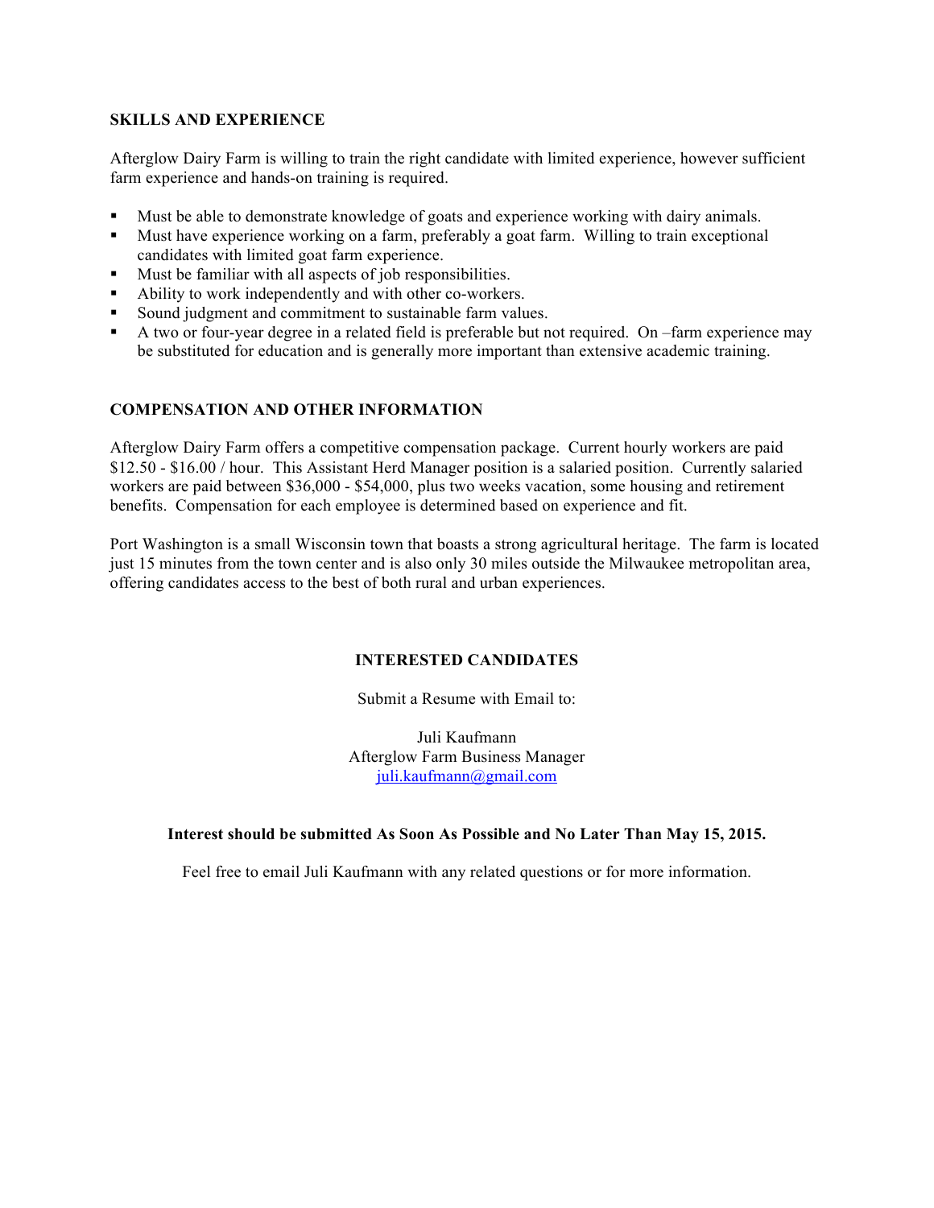## SKILLS AND EXPERIENCE

Afterglow Dairy Farm is willing to train the right candidate with limited experience, however sufficient farm experience and hands-on training is required.

- Must be able to demonstrate knowledge of goats and experience working with dairy animals.
- Must have experience working on a farm, preferably a goat farm. Willing to train exceptional candidates with limited goat farm experience.
- Must be familiar with all aspects of job responsibilities.
- Ability to work independently and with other co-workers.
- Sound judgment and commitment to sustainable farm values.
- A two or four-year degree in a related field is preferable but not required. On –farm experience may be substituted for education and is generally more important than extensive academic training.

## COMPENSATION AND OTHER INFORMATION

Afterglow Dairy Farm offers a competitive compensation package. Current hourly workers are paid $12.50 - $16.00 / hour. This Assistant Herd Manager position is a salaried position. Currently salaried workers are paid between $36,000 - $54,000, plus two weeks vacation, some housing and retirement benefits. Compensation for each employee is determined based on experience and fit.

Port Washington is a small Wisconsin town that boasts a strong agricultural heritage. The farm is located just 15 minutes from the town center and is also only 30 miles outside the Milwaukee metropolitan area, offering candidates access to the best of both rural and urban experiences.

## INTERESTED CANDIDATES

Submit a Resume with Email to:

Juli Kaufmann
Afterglow Farm Business Manager
juli.kaufmann@gmail.com

**Interest should be submitted As Soon As Possible and No Later Than May 15, 2015.**

Feel free to email Juli Kaufmann with any related questions or for more information.